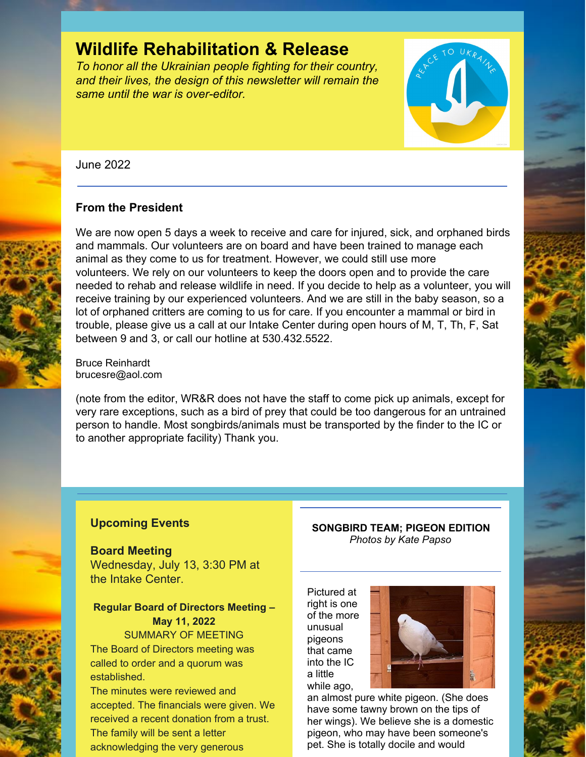# Wildlife Rehabilitation & Release

*To honor all the Ukrainian people fighting for their country, and their lives, the design of this newsletter will remain the same until the war is over-editor.*

June 2022

---

### From the President

We are now open 5 days a week to receive and care for injured, sick, and orphaned birds and mammals. Our volunteers are on board and have been trained to manage each animal as they come to us for treatment. However, we could still use more volunteers. We rely on our volunteers to keep the doors open and to provide the care needed to rehab and release wildlife in need. If you decide to help as a volunteer, you will receive training by our experienced volunteers. And we are still in the baby season, so a lot of orphaned critters are coming to us for care. If you encounter a mammal or bird in trouble, please give us a call at our Intake Center during open hours of M, T, Th, F, Sat between 9 and 3, or call our hotline at 530.432.5522.

Bruce Reinhardt
brucesre@aol.com

(note from the editor, WR&R does not have the staff to come pick up animals, except for very rare exceptions, such as a bird of prey that could be too dangerous for an untrained person to handle. Most songbirds/animals must be transported by the finder to the IC or to another appropriate facility) Thank you.

---

### Upcoming Events

**Board Meeting**
Wednesday, July 13, 3:30 PM at the Intake Center.

**Regular Board of Directors Meeting – May 11, 2022**
SUMMARY OF MEETING

The Board of Directors meeting was called to order and a quorum was established.

The minutes were reviewed and accepted. The financials were given. We received a recent donation from a trust. The family will be sent a letter acknowledging the very generous

---

**SONGBIRD TEAM; PIGEON EDITION**
*Photos by Kate Papso*

Pictured at right is one of the more unusual pigeons that came into the IC a little while ago, an almost pure white pigeon. (She does have some tawny brown on the tips of her wings). We believe she is a domestic pigeon, who may have been someone's pet. She is totally docile and would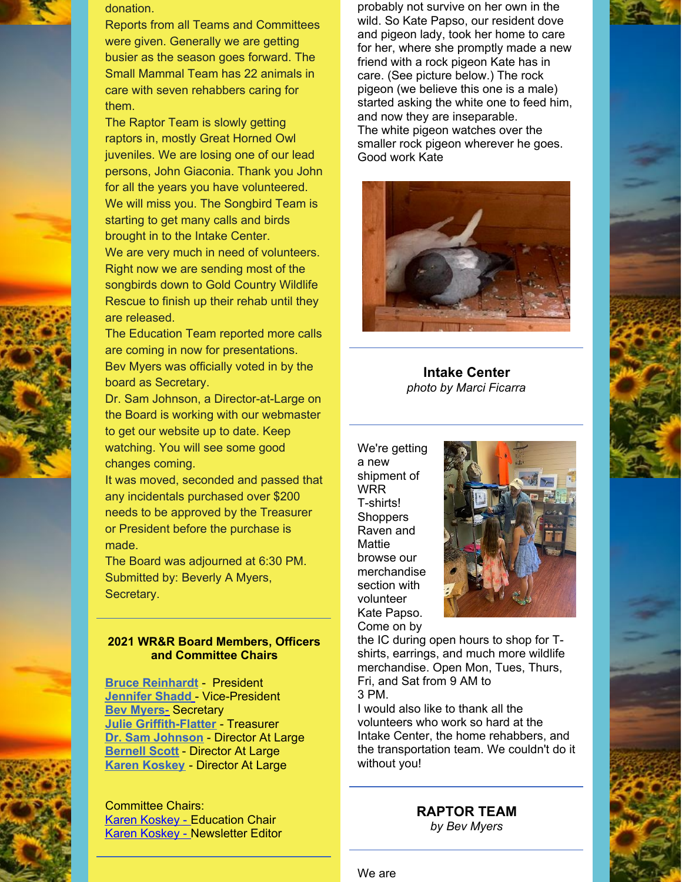donation.

Reports from all Teams and Committees were given. Generally we are getting busier as the season goes forward. The Small Mammal Team has 22 animals in care with seven rehabbers caring for them.

The Raptor Team is slowly getting raptors in, mostly Great Horned Owl juveniles. We are losing one of our lead persons, John Giaconia. Thank you John for all the years you have volunteered. We will miss you. The Songbird Team is starting to get many calls and birds brought in to the Intake Center.

We are very much in need of volunteers. Right now we are sending most of the songbirds down to Gold Country Wildlife Rescue to finish up their rehab until they are released.

The Education Team reported more calls are coming in now for presentations.

Bev Myers was officially voted in by the board as Secretary.

Dr. Sam Johnson, a Director-at-Large on the Board is working with our webmaster to get our website up to date. Keep watching. You will see some good changes coming.

It was moved, seconded and passed that any incidentals purchased over $200 needs to be approved by the Treasurer or President before the purchase is made.

The Board was adjourned at 6:30 PM.

Submitted by: Beverly A Myers, Secretary.

---

**2021 WR&R Board Members, Officers and Committee Chairs**

**Bruce Reinhardt** - President
**Jennifer Shadd** - Vice-President
**Bev Myers-** Secretary
**Julie Griffith-Flatter** - Treasurer
**Dr. Sam Johnson** - Director At Large
**Bernell Scott** - Director At Large
**Karen Koskey** - Director At Large

Committee Chairs:
Karen Koskey - Education Chair
Karen Koskey - Newsletter Editor

---

probably not survive on her own in the wild. So Kate Papso, our resident dove and pigeon lady, took her home to care for her, where she promptly made a new friend with a rock pigeon Kate has in care. (See picture below.) The rock pigeon (we believe this one is a male) started asking the white one to feed him, and now they are inseparable.

The white pigeon watches over the smaller rock pigeon wherever he goes. Good work Kate

---

**Intake Center**
*photo by Marci Ficarra*

We're getting a new shipment of WRR T-shirts! Shoppers Raven and Mattie browse our merchandise section with volunteer Kate Papso. Come on by the IC during open hours to shop for T-shirts, earrings, and much more wildlife merchandise. Open Mon, Tues, Thurs, Fri, and Sat from 9 AM to 3 PM.

I would also like to thank all the volunteers who work so hard at the Intake Center, the home rehabbers, and the transportation team. We couldn't do it without you!

---

**RAPTOR TEAM**
*by Bev Myers*

We are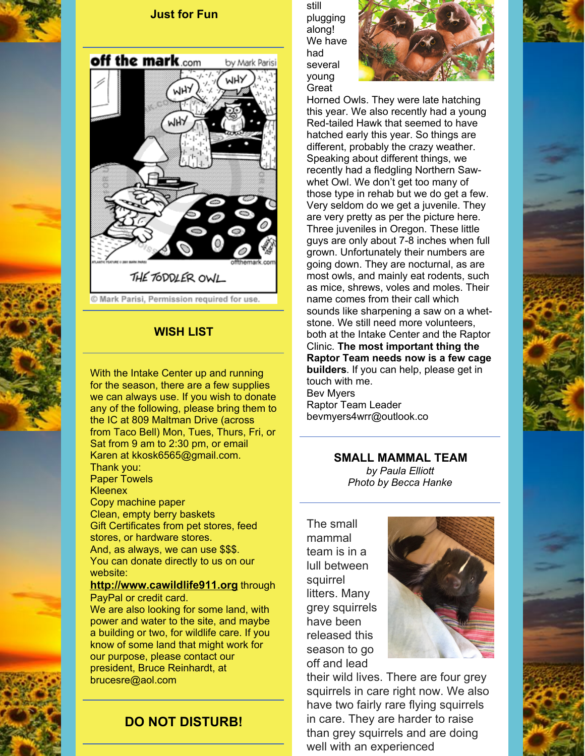## Just for Fun

© Mark Parisi, Permission required for use.

## WISH LIST

With the Intake Center up and running for the season, there are a few supplies we can always use. If you wish to donate any of the following, please bring them to the IC at 809 Maltman Drive (across from Taco Bell) Mon, Tues, Thurs, Fri, or Sat from 9 am to 2:30 pm, or email Karen at kkosk6565@gmail.com.
Thank you:
Paper Towels
Kleenex
Copy machine paper
Clean, empty berry baskets
Gift Certificates from pet stores, feed stores, or hardware stores.
And, as always, we can use $$$.
You can donate directly to us on our website:
**http://www.cawildlife911.org** through PayPal or credit card.
We are also looking for some land, with power and water to the site, and maybe a building or two, for wildlife care. If you know of some land that might work for our purpose, please contact our president, Bruce Reinhardt, at brucesre@aol.com

## DO NOT DISTURB!

still plugging along! We have had several young Great Horned Owls. They were late hatching this year. We also recently had a young Red-tailed Hawk that seemed to have hatched early this year. So things are different, probably the crazy weather. Speaking about different things, we recently had a fledgling Northern Saw-whet Owl. We don't get too many of those type in rehab but we do get a few. Very seldom do we get a juvenile. They are very pretty as per the picture here. Three juveniles in Oregon. These little guys are only about 7-8 inches when full grown. Unfortunately their numbers are going down. They are nocturnal, as are most owls, and mainly eat rodents, such as mice, shrews, voles and moles. Their name comes from their call which sounds like sharpening a saw on a whet-stone. We still need more volunteers, both at the Intake Center and the Raptor Clinic. **The most important thing the Raptor Team needs now is a few cage builders**. If you can help, please get in touch with me.
Bev Myers
Raptor Team Leader
bevmyers4wrr@outlook.co

## SMALL MAMMAL TEAM

*by Paula Elliott*
*Photo by Becca Hanke*

The small mammal team is in a lull between squirrel litters. Many grey squirrels have been released this season to go off and lead their wild lives. There are four grey squirrels in care right now. We also have two fairly rare flying squirrels in care. They are harder to raise than grey squirrels and are doing well with an experienced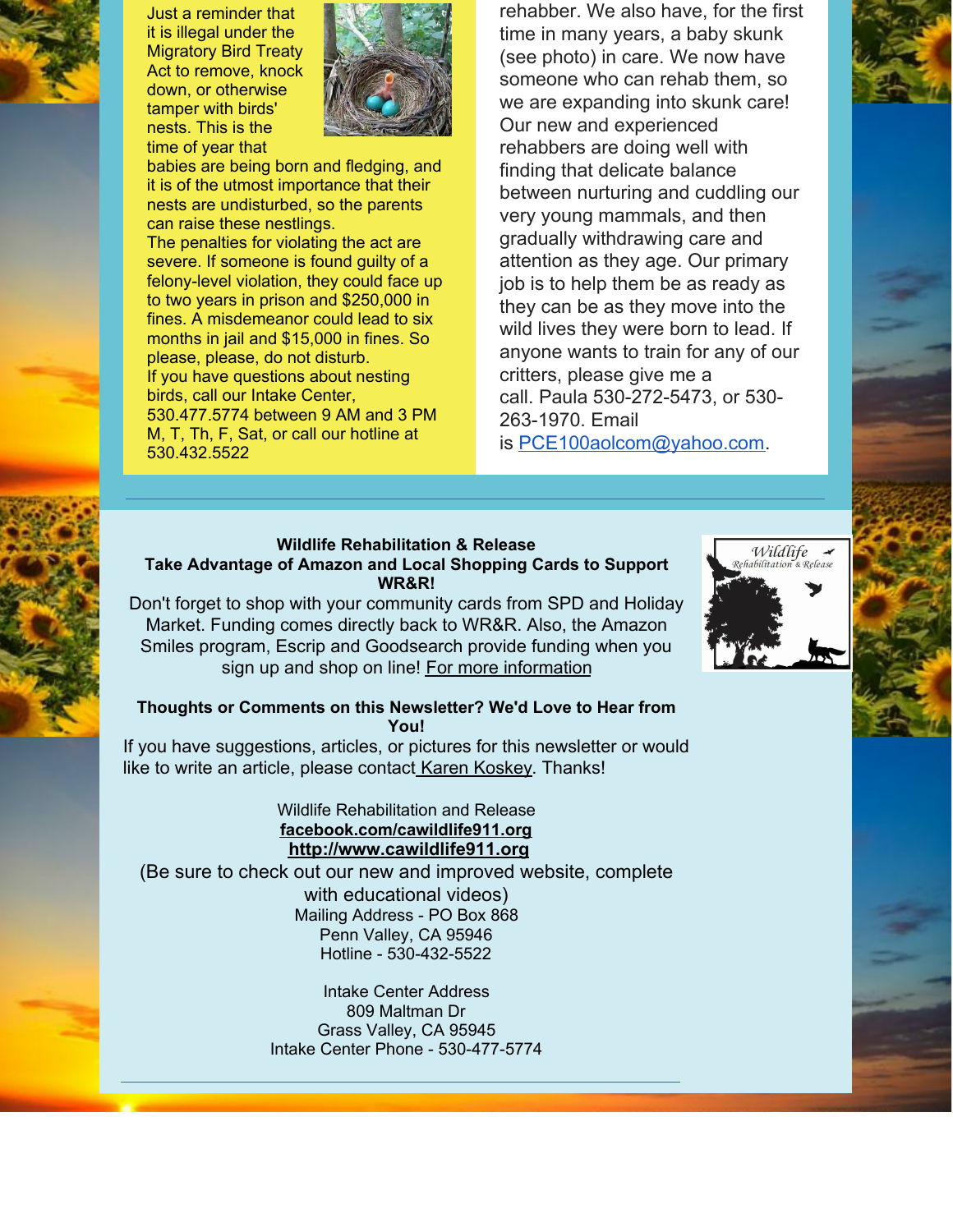Just a reminder that it is illegal under the Migratory Bird Treaty Act to remove, knock down, or otherwise tamper with birds' nests. This is the time of year that babies are being born and fledging, and it is of the utmost importance that their nests are undisturbed, so the parents can raise these nestlings.
The penalties for violating the act are severe. If someone is found guilty of a felony-level violation, they could face up to two years in prison and $250,000 in fines. A misdemeanor could lead to six months in jail and $15,000 in fines. So please, please, do not disturb.
If you have questions about nesting birds, call our Intake Center, 530.477.5774 between 9 AM and 3 PM M, T, Th, F, Sat, or call our hotline at 530.432.5522

rehabber. We also have, for the first time in many years, a baby skunk (see photo) in care. We now have someone who can rehab them, so we are expanding into skunk care! Our new and experienced rehabbers are doing well with finding that delicate balance between nurturing and cuddling our very young mammals, and then gradually withdrawing care and attention as they age. Our primary job is to help them be as ready as they can be as they move into the wild lives they were born to lead. If anyone wants to train for any of our critters, please give me a call. Paula 530-272-5473, or 530-263-1970. Email is PCE100aolcom@yahoo.com.

---

**Wildlife Rehabilitation & Release**
**Take Advantage of Amazon and Local Shopping Cards to Support WR&R!**

Don't forget to shop with your community cards from SPD and Holiday Market. Funding comes directly back to WR&R. Also, the Amazon Smiles program, Escrip and Goodsearch provide funding when you sign up and shop on line! For more information

**Thoughts or Comments on this Newsletter? We'd Love to Hear from You!**

If you have suggestions, articles, or pictures for this newsletter or would like to write an article, please contact Karen Koskey. Thanks!

Wildlife Rehabilitation and Release
**facebook.com/cawildlife911.org**
**http://www.cawildlife911.org**
(Be sure to check out our new and improved website, complete with educational videos)
Mailing Address - PO Box 868
Penn Valley, CA 95946
Hotline - 530-432-5522

Intake Center Address
809 Maltman Dr
Grass Valley, CA 95945
Intake Center Phone - 530-477-5774